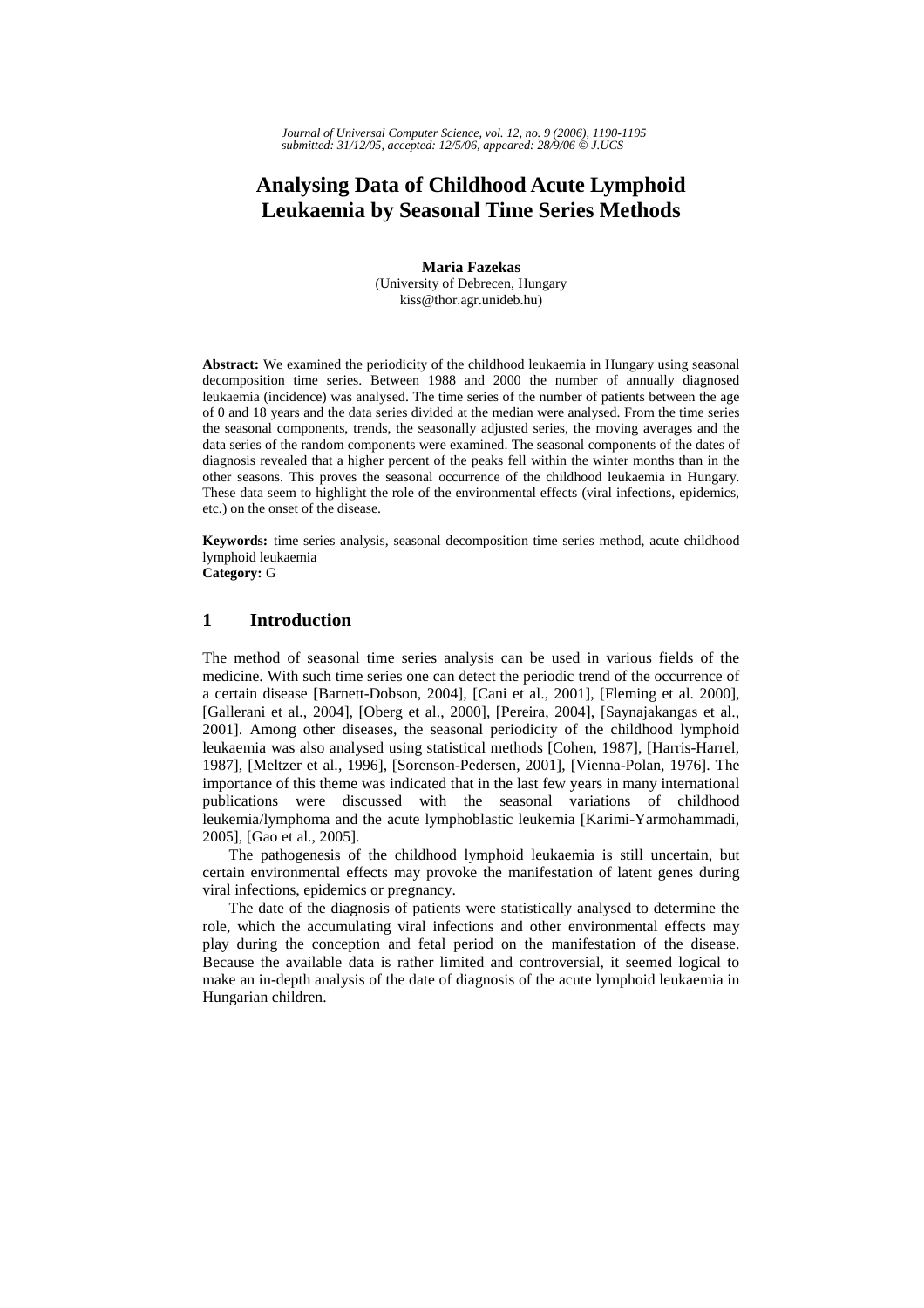# Analysing Data of Childhood Acute Lymphoid Leukaemia by Seasonal Time Series Methods

**Maria Fazekas**
(University of Debrecen, Hungary
kiss@thor.agr.unideb.hu)

**Abstract:** We examined the periodicity of the childhood leukaemia in Hungary using seasonal decomposition time series. Between 1988 and 2000 the number of annually diagnosed leukaemia (incidence) was analysed. The time series of the number of patients between the age of 0 and 18 years and the data series divided at the median were analysed. From the time series the seasonal components, trends, the seasonally adjusted series, the moving averages and the data series of the random components were examined. The seasonal components of the dates of diagnosis revealed that a higher percent of the peaks fell within the winter months than in the other seasons. This proves the seasonal occurrence of the childhood leukaemia in Hungary. These data seem to highlight the role of the environmental effects (viral infections, epidemics, etc.) on the onset of the disease.

**Keywords:** time series analysis, seasonal decomposition time series method, acute childhood lymphoid leukaemia
**Category:** G

## 1 Introduction

The method of seasonal time series analysis can be used in various fields of the medicine. With such time series one can detect the periodic trend of the occurrence of a certain disease [Barnett-Dobson, 2004], [Cani et al., 2001], [Fleming et al. 2000], [Gallerani et al., 2004], [Oberg et al., 2000], [Pereira, 2004], [Saynajakangas et al., 2001]. Among other diseases, the seasonal periodicity of the childhood lymphoid leukaemia was also analysed using statistical methods [Cohen, 1987], [Harris-Harrel, 1987], [Meltzer et al., 1996], [Sorenson-Pedersen, 2001], [Vienna-Polan, 1976]. The importance of this theme was indicated that in the last few years in many international publications were discussed with the seasonal variations of childhood leukemia/lymphoma and the acute lymphoblastic leukemia [Karimi-Yarmohammadi, 2005], [Gao et al., 2005].

The pathogenesis of the childhood lymphoid leukaemia is still uncertain, but certain environmental effects may provoke the manifestation of latent genes during viral infections, epidemics or pregnancy.

The date of the diagnosis of patients were statistically analysed to determine the role, which the accumulating viral infections and other environmental effects may play during the conception and fetal period on the manifestation of the disease. Because the available data is rather limited and controversial, it seemed logical to make an in-depth analysis of the date of diagnosis of the acute lymphoid leukaemia in Hungarian children.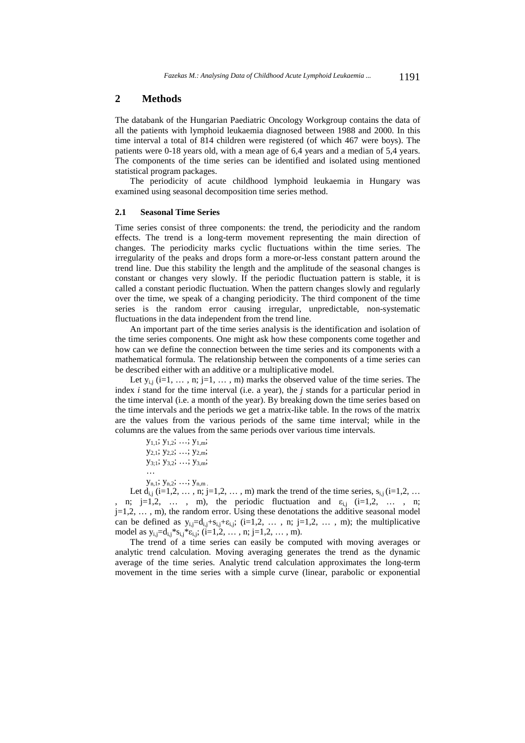## 2 Methods

The databank of the Hungarian Paediatric Oncology Workgroup contains the data of all the patients with lymphoid leukaemia diagnosed between 1988 and 2000. In this time interval a total of 814 children were registered (of which 467 were boys). The patients were 0-18 years old, with a mean age of 6,4 years and a median of 5,4 years. The components of the time series can be identified and isolated using mentioned statistical program packages.

The periodicity of acute childhood lymphoid leukaemia in Hungary was examined using seasonal decomposition time series method.

### 2.1 Seasonal Time Series

Time series consist of three components: the trend, the periodicity and the random effects. The trend is a long-term movement representing the main direction of changes. The periodicity marks cyclic fluctuations within the time series. The irregularity of the peaks and drops form a more-or-less constant pattern around the trend line. Due this stability the length and the amplitude of the seasonal changes is constant or changes very slowly. If the periodic fluctuation pattern is stable, it is called a constant periodic fluctuation. When the pattern changes slowly and regularly over the time, we speak of a changing periodicity. The third component of the time series is the random error causing irregular, unpredictable, non-systematic fluctuations in the data independent from the trend line.

An important part of the time series analysis is the identification and isolation of the time series components. One might ask how these components come together and how can we define the connection between the time series and its components with a mathematical formula. The relationship between the components of a time series can be described either with an additive or a multiplicative model.

Let $y_{i,j}$ ($i=1, \ldots, n$; $j=1, \ldots, m$) marks the observed value of the time series. The index *i* stand for the time interval (i.e. a year), the *j* stands for a particular period in the time interval (i.e. a month of the year). By breaking down the time series based on the time intervals and the periods we get a matrix-like table. In the rows of the matrix are the values from the various periods of the same time interval; while in the columns are the values from the same periods over various time intervals.

$y_{1,1}$; $y_{1,2}$; …; $y_{1,m}$;
$y_{2,1}$; $y_{2,2}$; …; $y_{2,m}$;
$y_{3,1}$; $y_{3,2}$; …; $y_{3,m}$;
…
$y_{n,1}$; $y_{n,2}$; …; $y_{n,m}$.

Let $d_{i,j}$ ($i=1,2, \ldots, n$; $j=1,2, \ldots, m$) mark the trend of the time series, $s_{i,j}$ ($i=1,2, \ldots, n$; $j=1,2, \ldots, m$), the periodic fluctuation and $\varepsilon_{i,j}$ ($i=1,2, \ldots, n$; $j=1,2, \ldots, m$), the random error. Using these denotations the additive seasonal model can be defined as $y_{i,j}=d_{i,j}+s_{i,j}+\varepsilon_{i,j}$; ($i=1,2, \ldots, n$; $j=1,2, \ldots, m$); the multiplicative model as $y_{i,j}=d_{i,j}*s_{i,j}*\varepsilon_{i,j}$; ($i=1,2, \ldots, n$; $j=1,2, \ldots, m$).

The trend of a time series can easily be computed with moving averages or analytic trend calculation. Moving averaging generates the trend as the dynamic average of the time series. Analytic trend calculation approximates the long-term movement in the time series with a simple curve (linear, parabolic or exponential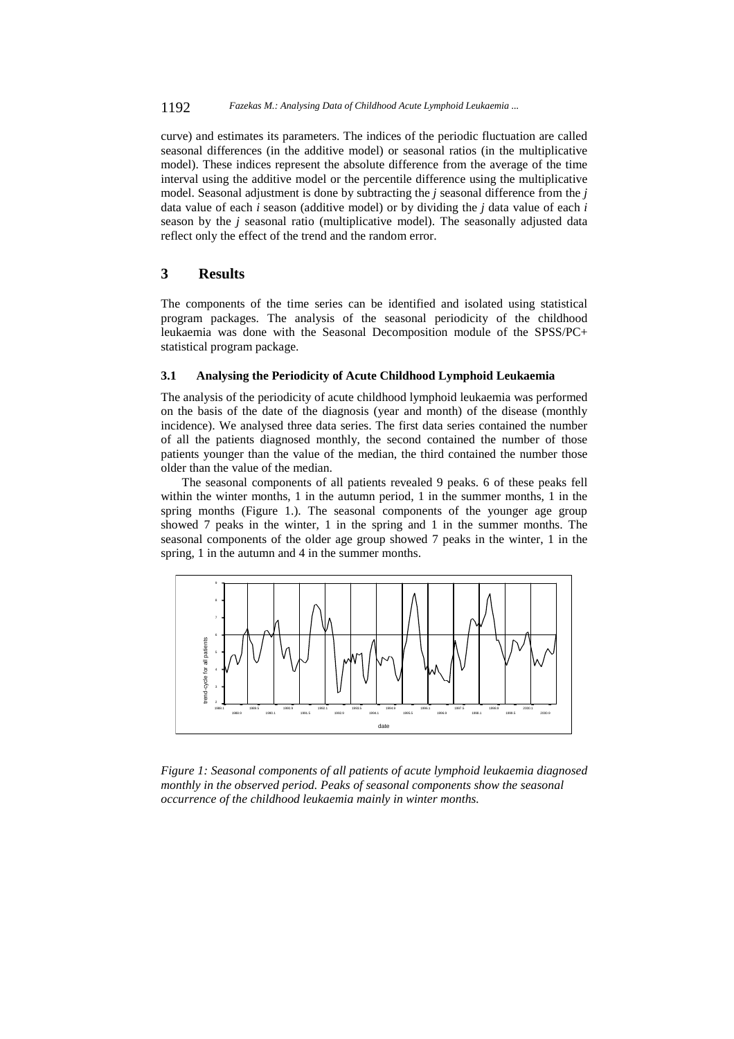curve) and estimates its parameters. The indices of the periodic fluctuation are called seasonal differences (in the additive model) or seasonal ratios (in the multiplicative model). These indices represent the absolute difference from the average of the time interval using the additive model or the percentile difference using the multiplicative model. Seasonal adjustment is done by subtracting the *j* seasonal difference from the *j* data value of each *i* season (additive model) or by dividing the *j* data value of each *i* season by the *j* seasonal ratio (multiplicative model). The seasonally adjusted data reflect only the effect of the trend and the random error.

## 3 Results

The components of the time series can be identified and isolated using statistical program packages. The analysis of the seasonal periodicity of the childhood leukaemia was done with the Seasonal Decomposition module of the SPSS/PC+ statistical program package.

### 3.1 Analysing the Periodicity of Acute Childhood Lymphoid Leukaemia

The analysis of the periodicity of acute childhood lymphoid leukaemia was performed on the basis of the date of the diagnosis (year and month) of the disease (monthly incidence). We analysed three data series. The first data series contained the number of all the patients diagnosed monthly, the second contained the number of those patients younger than the value of the median, the third contained the number those older than the value of the median.

The seasonal components of all patients revealed 9 peaks. 6 of these peaks fell within the winter months, 1 in the autumn period, 1 in the summer months, 1 in the spring months (Figure 1.). The seasonal components of the younger age group showed 7 peaks in the winter, 1 in the spring and 1 in the summer months. The seasonal components of the older age group showed 7 peaks in the winter, 1 in the spring, 1 in the autumn and 4 in the summer months.

*Figure 1: Seasonal components of all patients of acute lymphoid leukaemia diagnosed monthly in the observed period. Peaks of seasonal components show the seasonal occurrence of the childhood leukaemia mainly in winter months.*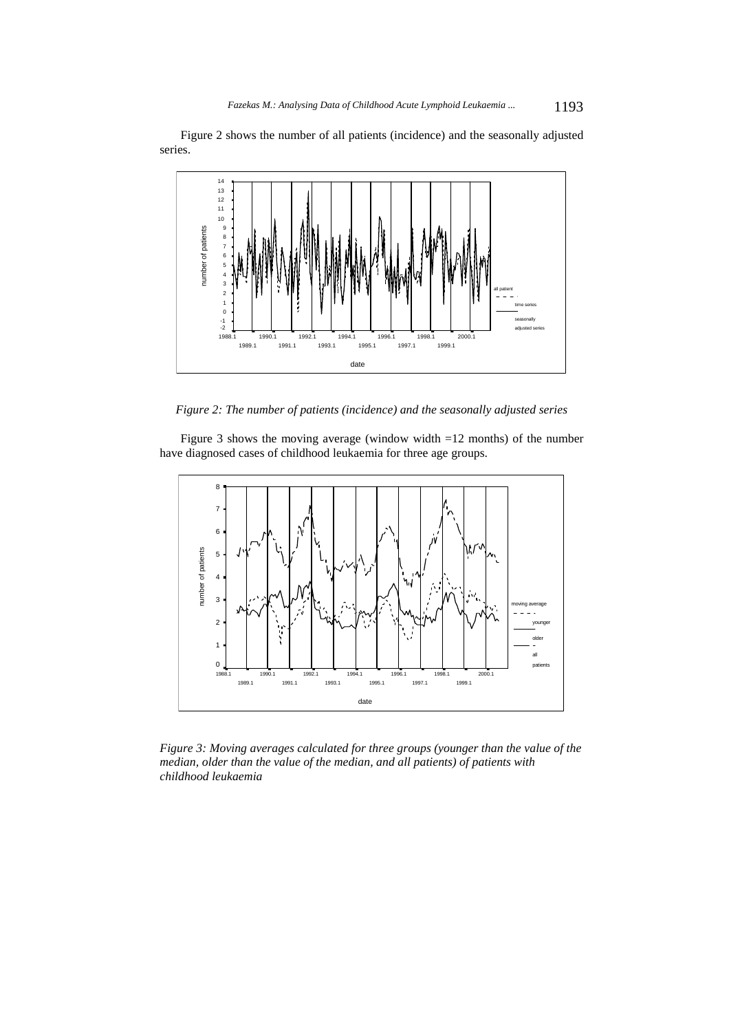Figure 2 shows the number of all patients (incidence) and the seasonally adjusted series.

*Figure 2: The number of patients (incidence) and the seasonally adjusted series*

Figure 3 shows the moving average (window width =12 months) of the number have diagnosed cases of childhood leukaemia for three age groups.

*Figure 3: Moving averages calculated for three groups (younger than the value of the median, older than the value of the median, and all patients) of patients with childhood leukaemia*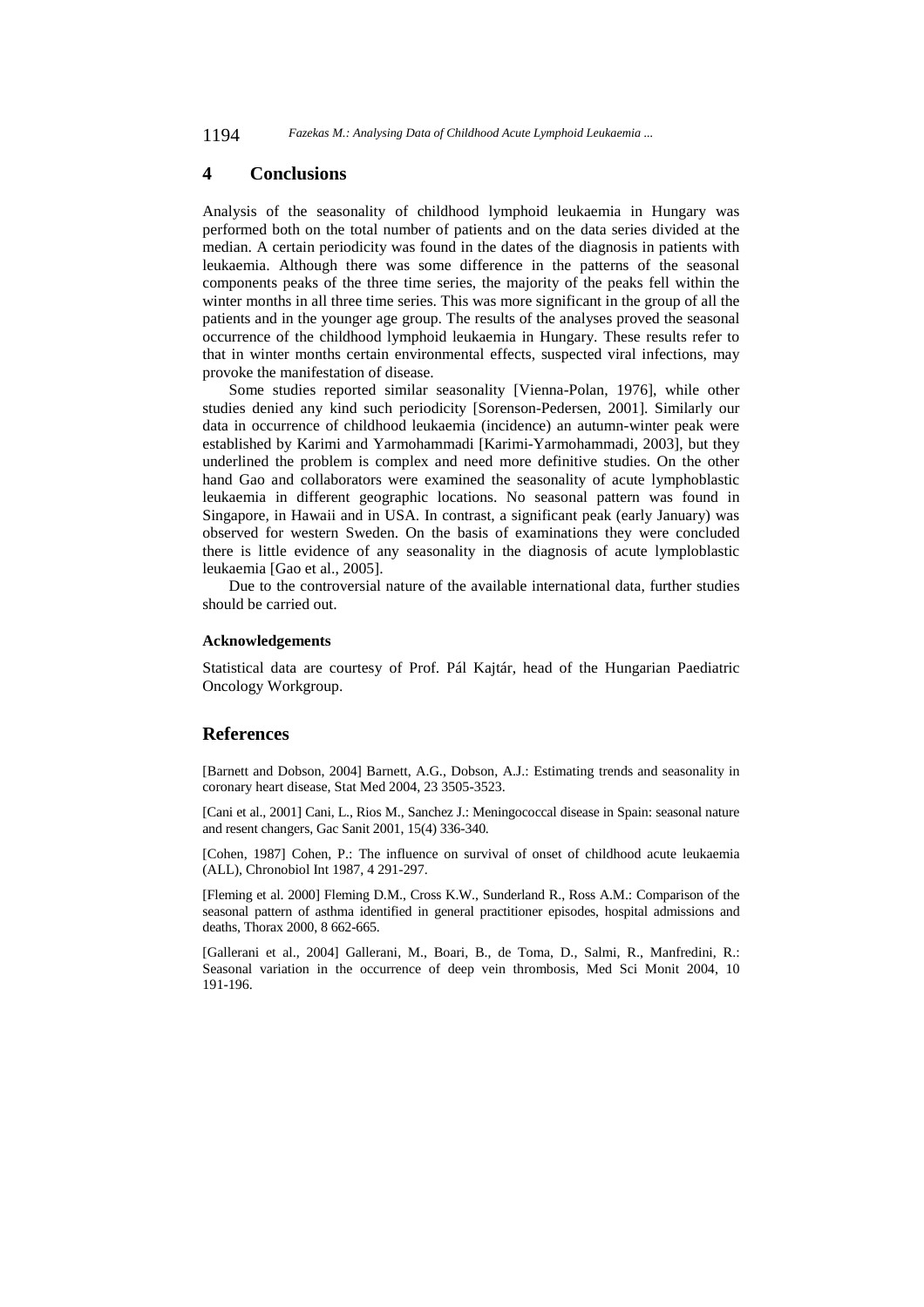## 4 Conclusions

Analysis of the seasonality of childhood lymphoid leukaemia in Hungary was performed both on the total number of patients and on the data series divided at the median. A certain periodicity was found in the dates of the diagnosis in patients with leukaemia. Although there was some difference in the patterns of the seasonal components peaks of the three time series, the majority of the peaks fell within the winter months in all three time series. This was more significant in the group of all the patients and in the younger age group. The results of the analyses proved the seasonal occurrence of the childhood lymphoid leukaemia in Hungary. These results refer to that in winter months certain environmental effects, suspected viral infections, may provoke the manifestation of disease.

Some studies reported similar seasonality [Vienna-Polan, 1976], while other studies denied any kind such periodicity [Sorenson-Pedersen, 2001]. Similarly our data in occurrence of childhood leukaemia (incidence) an autumn-winter peak were established by Karimi and Yarmohammadi [Karimi-Yarmohammadi, 2003], but they underlined the problem is complex and need more definitive studies. On the other hand Gao and collaborators were examined the seasonality of acute lymphoblastic leukaemia in different geographic locations. No seasonal pattern was found in Singapore, in Hawaii and in USA. In contrast, a significant peak (early January) was observed for western Sweden. On the basis of examinations they were concluded there is little evidence of any seasonality in the diagnosis of acute lymploblastic leukaemia [Gao et al., 2005].

Due to the controversial nature of the available international data, further studies should be carried out.

#### Acknowledgements

Statistical data are courtesy of Prof. Pál Kajtár, head of the Hungarian Paediatric Oncology Workgroup.

## References

[Barnett and Dobson, 2004] Barnett, A.G., Dobson, A.J.: Estimating trends and seasonality in coronary heart disease, Stat Med 2004, 23 3505-3523.

[Cani et al., 2001] Cani, L., Rios M., Sanchez J.: Meningococcal disease in Spain: seasonal nature and resent changers, Gac Sanit 2001, 15(4) 336-340.

[Cohen, 1987] Cohen, P.: The influence on survival of onset of childhood acute leukaemia (ALL), Chronobiol Int 1987, 4 291-297.

[Fleming et al. 2000] Fleming D.M., Cross K.W., Sunderland R., Ross A.M.: Comparison of the seasonal pattern of asthma identified in general practitioner episodes, hospital admissions and deaths, Thorax 2000, 8 662-665.

[Gallerani et al., 2004] Gallerani, M., Boari, B., de Toma, D., Salmi, R., Manfredini, R.: Seasonal variation in the occurrence of deep vein thrombosis, Med Sci Monit 2004, 10 191-196.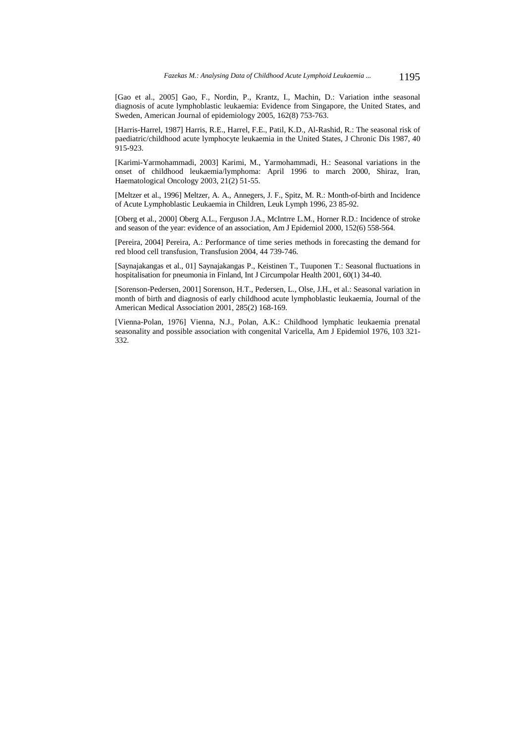[Gao et al., 2005] Gao, F., Nordin, P., Krantz, I., Machin, D.: Variation inthe seasonal diagnosis of acute lymphoblastic leukaemia: Evidence from Singapore, the United States, and Sweden, American Journal of epidemiology 2005, 162(8) 753-763.

[Harris-Harrel, 1987] Harris, R.E., Harrel, F.E., Patil, K.D., Al-Rashid, R.: The seasonal risk of paediatric/childhood acute lymphocyte leukaemia in the United States, J Chronic Dis 1987, 40 915-923.

[Karimi-Yarmohammadi, 2003] Karimi, M., Yarmohammadi, H.: Seasonal variations in the onset of childhood leukaemia/lymphoma: April 1996 to march 2000, Shiraz, Iran, Haematological Oncology 2003, 21(2) 51-55.

[Meltzer et al., 1996] Meltzer, A. A., Annegers, J. F., Spitz, M. R.: Month-of-birth and Incidence of Acute Lymphoblastic Leukaemia in Children, Leuk Lymph 1996, 23 85-92.

[Oberg et al., 2000] Oberg A.L., Ferguson J.A., McIntrre L.M., Horner R.D.: Incidence of stroke and season of the year: evidence of an association, Am J Epidemiol 2000, 152(6) 558-564.

[Pereira, 2004] Pereira, A.: Performance of time series methods in forecasting the demand for red blood cell transfusion, Transfusion 2004, 44 739-746.

[Saynajakangas et al., 01] Saynajakangas P., Keistinen T., Tuuponen T.: Seasonal fluctuations in hospitalisation for pneumonia in Finland, Int J Circumpolar Health 2001, 60(1) 34-40.

[Sorenson-Pedersen, 2001] Sorenson, H.T., Pedersen, L., Olse, J.H., et al.: Seasonal variation in month of birth and diagnosis of early childhood acute lymphoblastic leukaemia, Journal of the American Medical Association 2001, 285(2) 168-169.

[Vienna-Polan, 1976] Vienna, N.J., Polan, A.K.: Childhood lymphatic leukaemia prenatal seasonality and possible association with congenital Varicella, Am J Epidemiol 1976, 103 321-332.